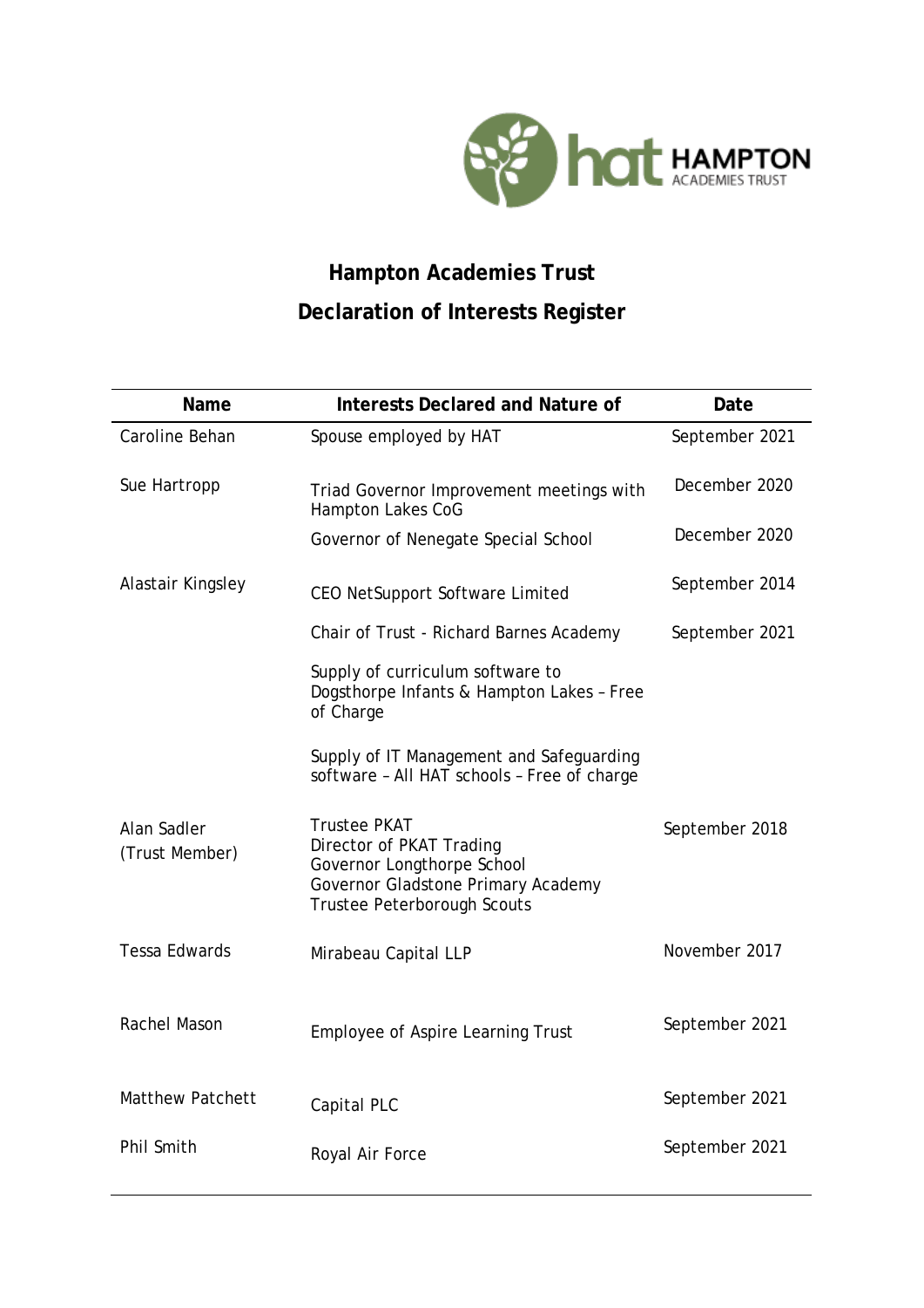# Hampton Academies Trust

## Declaration of Interests Register

| Name | Interests Declared and Nature of | Date |
|---|---|---|
| Caroline Behan | Spouse employed by HAT | September 2021 |
| Sue Hartropp | Triad Governor Improvement meetings with Hampton Lakes CoG | December 2020 |
| | Governor of Nenegate Special School | December 2020 |
| Alastair Kingsley | CEO NetSupport Software Limited | September 2014 |
| | Chair of Trust - Richard Barnes Academy | September 2021 |
| | Supply of curriculum software to Dogsthorpe Infants & Hampton Lakes – Free of Charge | |
| | Supply of IT Management and Safeguarding software – All HAT schools – Free of charge | |
| Alan Sadler (Trust Member) | Trustee PKAT<br>Director of PKAT Trading<br>Governor Longthorpe School<br>Governor Gladstone Primary Academy<br>Trustee Peterborough Scouts | September 2018 |
| Tessa Edwards | Mirabeau Capital LLP | November 2017 |
| Rachel Mason | Employee of Aspire Learning Trust | September 2021 |
| Matthew Patchett | Capital PLC | September 2021 |
| Phil Smith | Royal Air Force | September 2021 |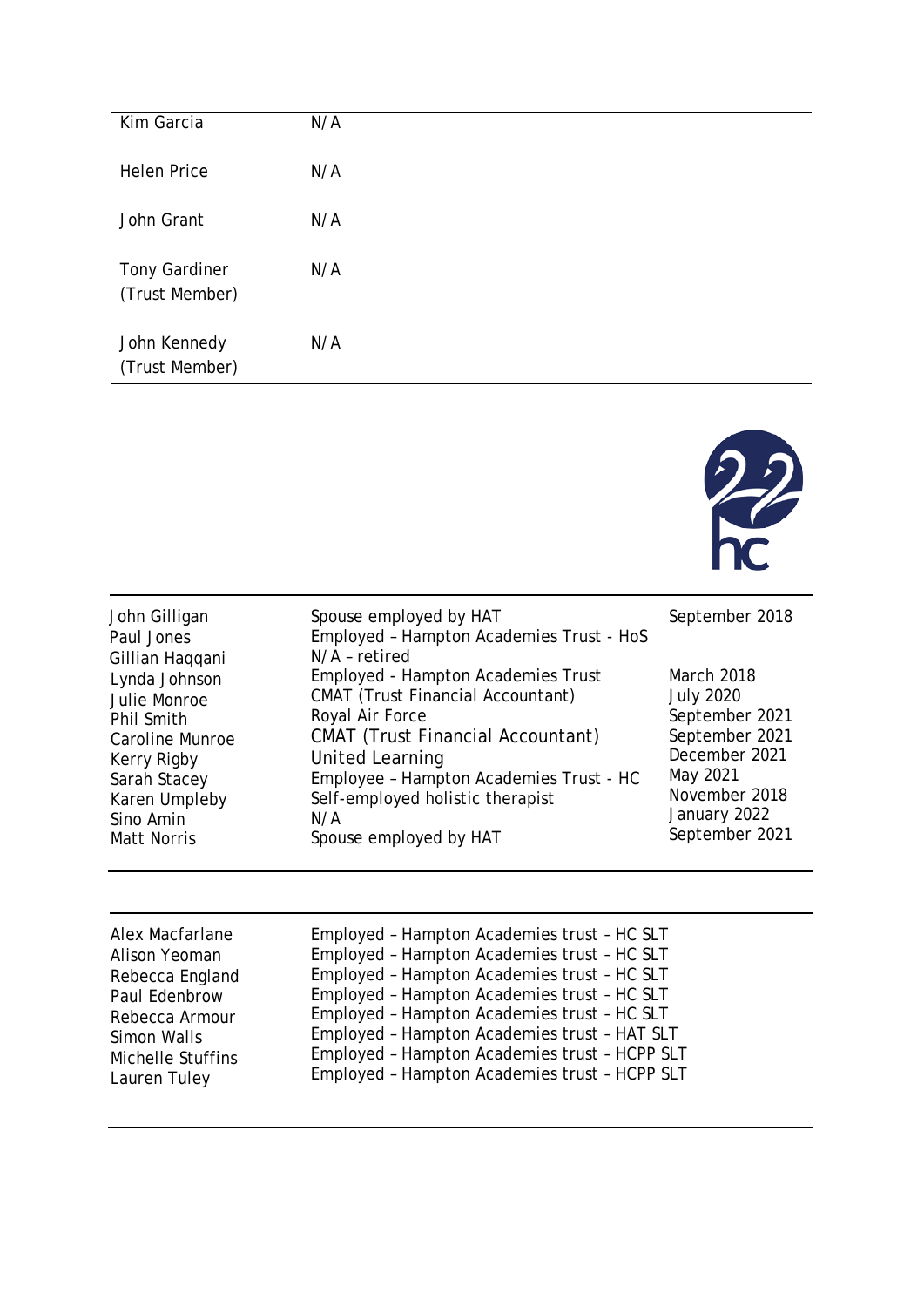| | |
|---|---|
| Kim Garcia | N/A |
| Helen Price | N/A |
| John Grant | N/A |
| Tony Gardiner (Trust Member) | N/A |
| John Kennedy (Trust Member) | N/A |

| | | |
|---|---|---|
| John Gilligan | Spouse employed by HAT | September 2018 |
| Paul Jones | Employed – Hampton Academies Trust - HoS | |
| Gillian Haqqani | N/A – retired | |
| Lynda Johnson | Employed - Hampton Academies Trust | March 2018 |
| Julie Monroe | CMAT (Trust Financial Accountant) | July 2020 |
| Phil Smith | Royal Air Force | September 2021 |
| Caroline Munroe | CMAT (Trust Financial Accountant) | September 2021 |
| Kerry Rigby | United Learning | December 2021 |
| Sarah Stacey | Employee – Hampton Academies Trust - HC | May 2021 |
| Karen Umpleby | Self-employed holistic therapist | November 2018 |
| Sino Amin | N/A | January 2022 |
| Matt Norris | Spouse employed by HAT | September 2021 |

| | |
|---|---|
| Alex Macfarlane | Employed – Hampton Academies trust – HC SLT |
| Alison Yeoman | Employed – Hampton Academies trust – HC SLT |
| Rebecca England | Employed – Hampton Academies trust – HC SLT |
| Paul Edenbrow | Employed – Hampton Academies trust – HC SLT |
| Rebecca Armour | Employed – Hampton Academies trust – HC SLT |
| Simon Walls | Employed – Hampton Academies trust – HAT SLT |
| Michelle Stuffins | Employed – Hampton Academies trust – HCPP SLT |
| Lauren Tuley | Employed – Hampton Academies trust – HCPP SLT |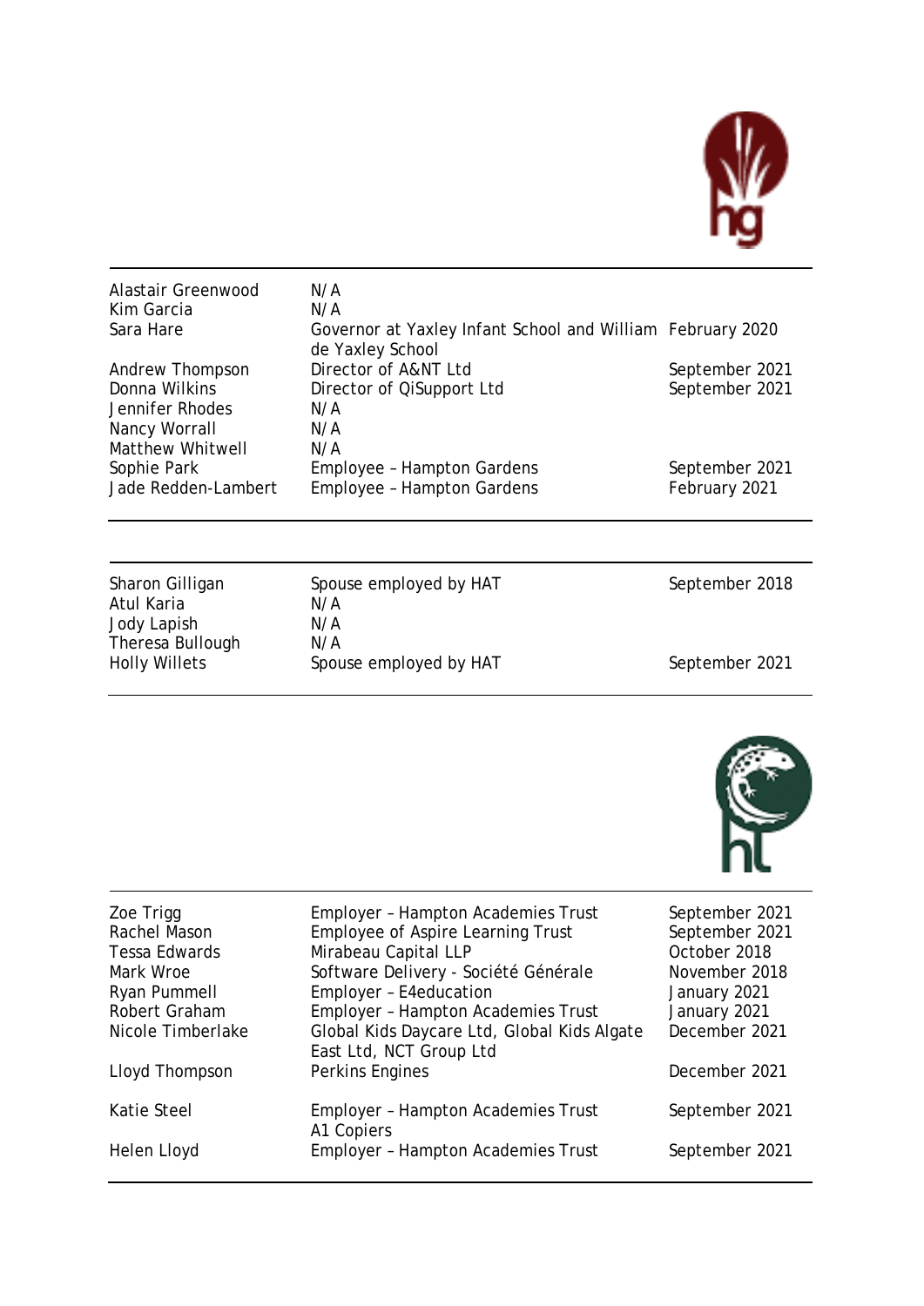| | | |
|---|---|---|
| Alastair Greenwood | N/A | |
| Kim Garcia | N/A | |
| Sara Hare | Governor at Yaxley Infant School and William de Yaxley School | February 2020 |
| Andrew Thompson | Director of A&NT Ltd | September 2021 |
| Donna Wilkins | Director of QiSupport Ltd | September 2021 |
| Jennifer Rhodes | N/A | |
| Nancy Worrall | N/A | |
| Matthew Whitwell | N/A | |
| Sophie Park | Employee – Hampton Gardens | September 2021 |
| Jade Redden-Lambert | Employee – Hampton Gardens | February 2021 |

| | | |
|---|---|---|
| Sharon Gilligan | Spouse employed by HAT | September 2018 |
| Atul Karia | N/A | |
| Jody Lapish | N/A | |
| Theresa Bullough | N/A | |
| Holly Willets | Spouse employed by HAT | September 2021 |

| | | |
|---|---|---|
| Zoe Trigg | Employer – Hampton Academies Trust | September 2021 |
| Rachel Mason | Employee of Aspire Learning Trust | September 2021 |
| Tessa Edwards | Mirabeau Capital LLP | October 2018 |
| Mark Wroe | Software Delivery - Société Générale | November 2018 |
| Ryan Pummell | Employer – E4education | January 2021 |
| Robert Graham | Employer – Hampton Academies Trust | January 2021 |
| Nicole Timberlake | Global Kids Daycare Ltd, Global Kids Algate East Ltd, NCT Group Ltd | December 2021 |
| Lloyd Thompson | Perkins Engines | December 2021 |
| Katie Steel | Employer – Hampton Academies Trust A1 Copiers | September 2021 |
| Helen Lloyd | Employer – Hampton Academies Trust | September 2021 |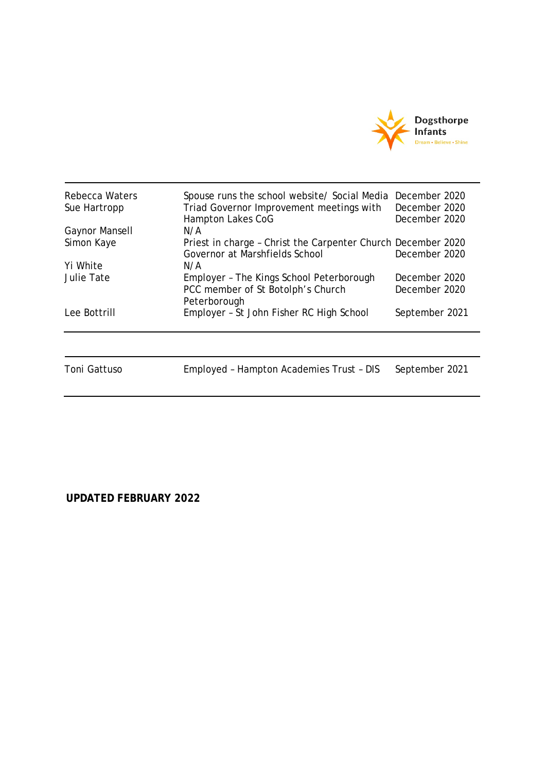| | | |
|---|---|---|
| Rebecca Waters | Spouse runs the school website/ Social Media | December 2020 |
| Sue Hartropp | Triad Governor Improvement meetings with Hampton Lakes CoG | December 2020<br>December 2020 |
| Gaynor Mansell | N/A | |
| Simon Kaye | Priest in charge – Christ the Carpenter Church<br>Governor at Marshfields School | December 2020<br>December 2020 |
| Yi White | N/A | |
| Julie Tate | Employer – The Kings School Peterborough<br>PCC member of St Botolph's Church Peterborough | December 2020<br>December 2020 |
| Lee Bottrill | Employer – St John Fisher RC High School | September 2021 |

| | | |
|---|---|---|
| Toni Gattuso | Employed – Hampton Academies Trust – DIS | September 2021 |

**UPDATED FEBRUARY 2022**